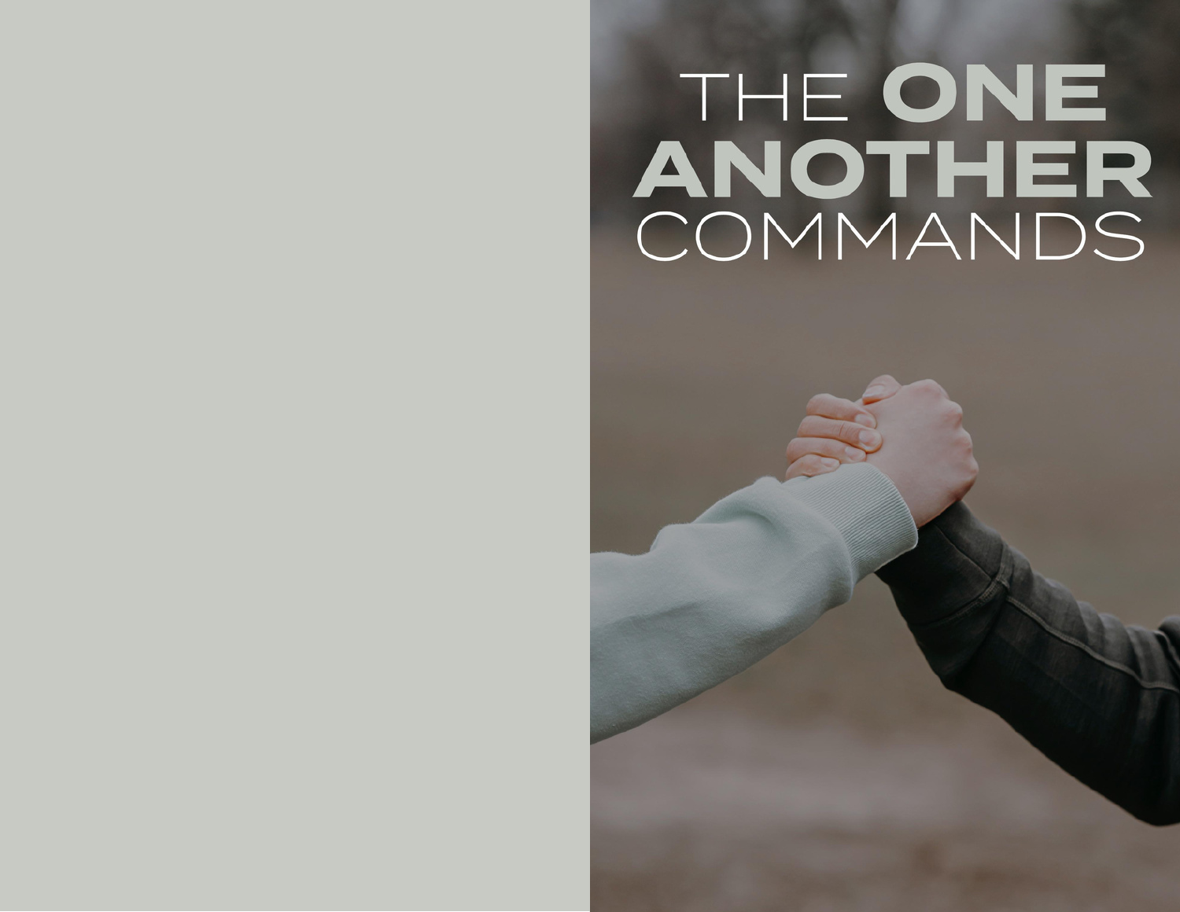# THE ONE ANOTHER COMMANDS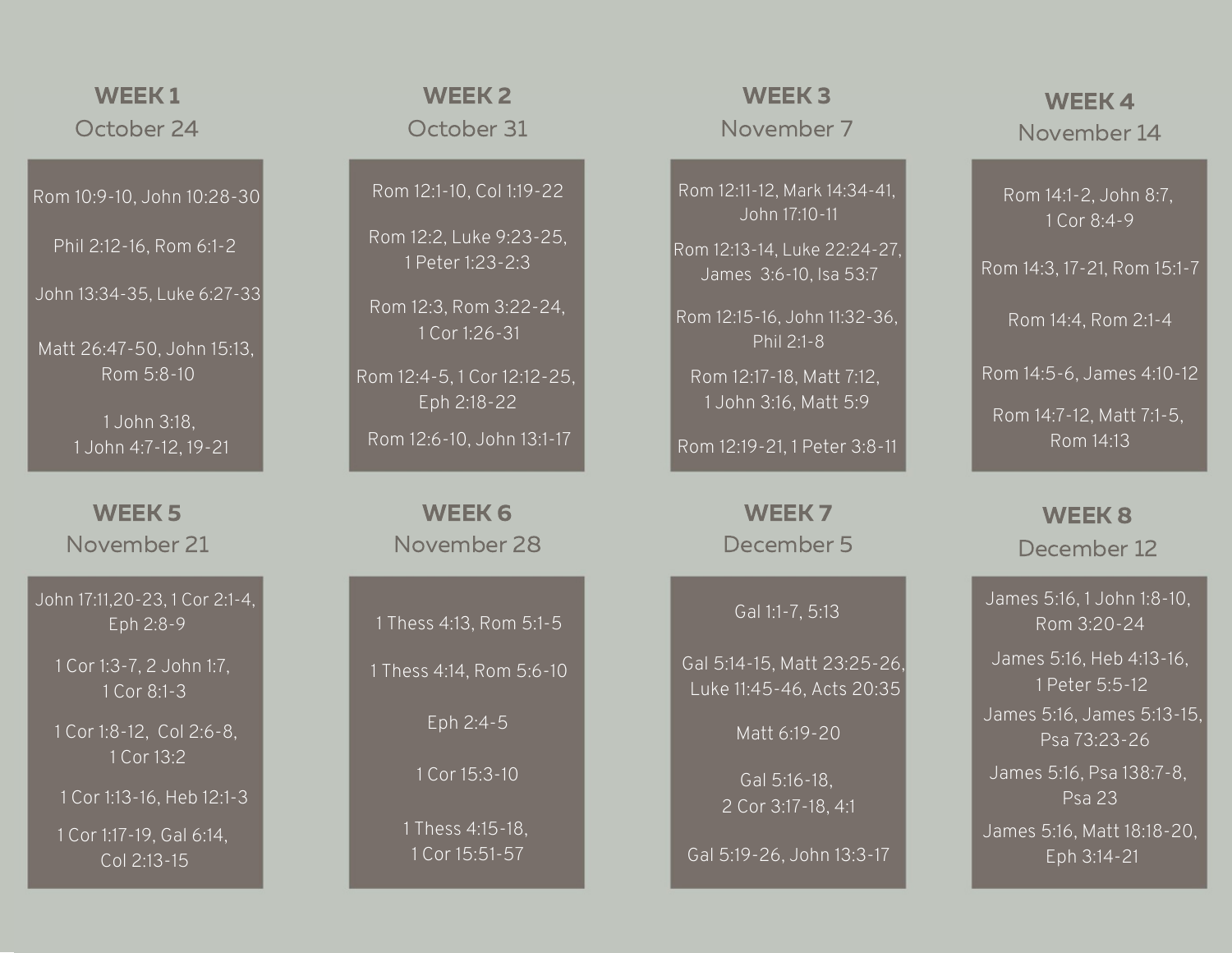## WEEK 1
October 24

- Rom 10:9-10, John 10:28-30
- Phil 2:12-16, Rom 6:1-2
- John 13:34-35, Luke 6:27-33
- Matt 26:47-50, John 15:13, Rom 5:8-10
- 1 John 3:18, 1 John 4:7-12, 19-21

## WEEK 2
October 31

- Rom 12:1-10, Col 1:19-22
- Rom 12:2, Luke 9:23-25, 1 Peter 1:23-2:3
- Rom 12:3, Rom 3:22-24, 1 Cor 1:26-31
- Rom 12:4-5, 1 Cor 12:12-25, Eph 2:18-22
- Rom 12:6-10, John 13:1-17

## WEEK 3
November 7

- Rom 12:11-12, Mark 14:34-41, John 17:10-11
- Rom 12:13-14, Luke 22:24-27, James 3:6-10, Isa 53:7
- Rom 12:15-16, John 11:32-36, Phil 2:1-8
- Rom 12:17-18, Matt 7:12, 1 John 3:16, Matt 5:9
- Rom 12:19-21, 1 Peter 3:8-11

## WEEK 4
November 14

- Rom 14:1-2, John 8:7, 1 Cor 8:4-9
- Rom 14:3, 17-21, Rom 15:1-7
- Rom 14:4, Rom 2:1-4
- Rom 14:5-6, James 4:10-12
- Rom 14:7-12, Matt 7:1-5, Rom 14:13

## WEEK 5
November 21

- John 17:11,20-23, 1 Cor 2:1-4, Eph 2:8-9
- 1 Cor 1:3-7, 2 John 1:7, 1 Cor 8:1-3
- 1 Cor 1:8-12, Col 2:6-8, 1 Cor 13:2
- 1 Cor 1:13-16, Heb 12:1-3
- 1 Cor 1:17-19, Gal 6:14, Col 2:13-15

## WEEK 6
November 28

- 1 Thess 4:13, Rom 5:1-5
- 1 Thess 4:14, Rom 5:6-10
- Eph 2:4-5
- 1 Cor 15:3-10
- 1 Thess 4:15-18, 1 Cor 15:51-57

## WEEK 7
December 5

- Gal 1:1-7, 5:13
- Gal 5:14-15, Matt 23:25-26, Luke 11:45-46, Acts 20:35
- Matt 6:19-20
- Gal 5:16-18, 2 Cor 3:17-18, 4:1
- Gal 5:19-26, John 13:3-17

## WEEK 8
December 12

- James 5:16, 1 John 1:8-10, Rom 3:20-24
- James 5:16, Heb 4:13-16, 1 Peter 5:5-12
- James 5:16, James 5:13-15, Psa 73:23-26
- James 5:16, Psa 138:7-8, Psa 23
- James 5:16, Matt 18:18-20, Eph 3:14-21